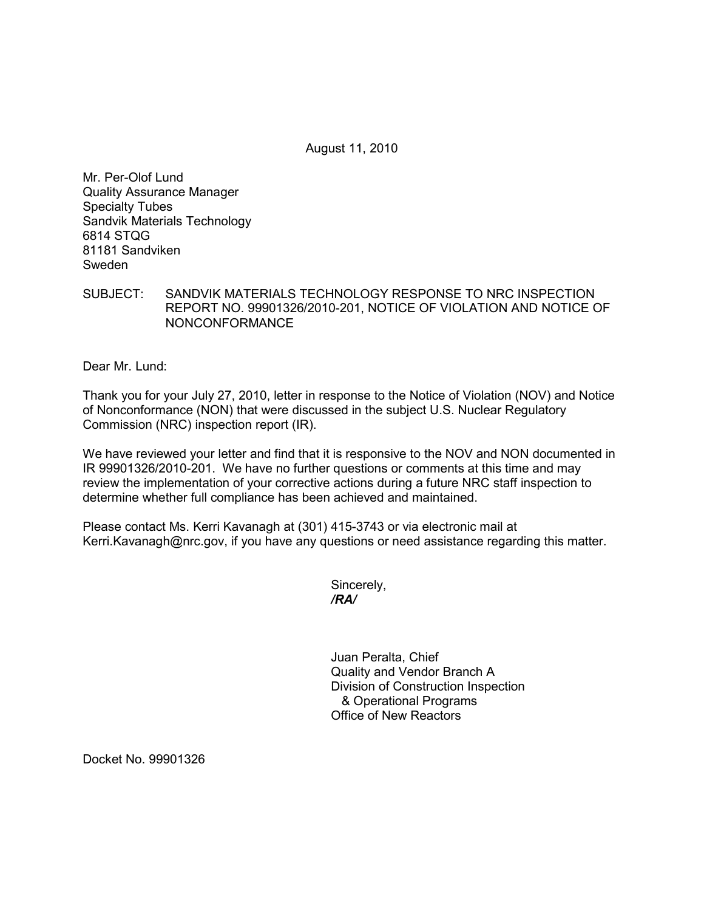August 11, 2010

Mr. Per-Olof Lund
Quality Assurance Manager
Specialty Tubes
Sandvik Materials Technology
6814 STQG
81181 Sandviken
Sweden

SUBJECT: SANDVIK MATERIALS TECHNOLOGY RESPONSE TO NRC INSPECTION REPORT NO. 99901326/2010-201, NOTICE OF VIOLATION AND NOTICE OF NONCONFORMANCE

Dear Mr. Lund:

Thank you for your July 27, 2010, letter in response to the Notice of Violation (NOV) and Notice of Nonconformance (NON) that were discussed in the subject U.S. Nuclear Regulatory Commission (NRC) inspection report (IR).

We have reviewed your letter and find that it is responsive to the NOV and NON documented in IR 99901326/2010-201. We have no further questions or comments at this time and may review the implementation of your corrective actions during a future NRC staff inspection to determine whether full compliance has been achieved and maintained.

Please contact Ms. Kerri Kavanagh at (301) 415-3743 or via electronic mail at Kerri.Kavanagh@nrc.gov, if you have any questions or need assistance regarding this matter.

Sincerely,
***/RA/***

Juan Peralta, Chief
Quality and Vendor Branch A
Division of Construction Inspection
& Operational Programs
Office of New Reactors

Docket No. 99901326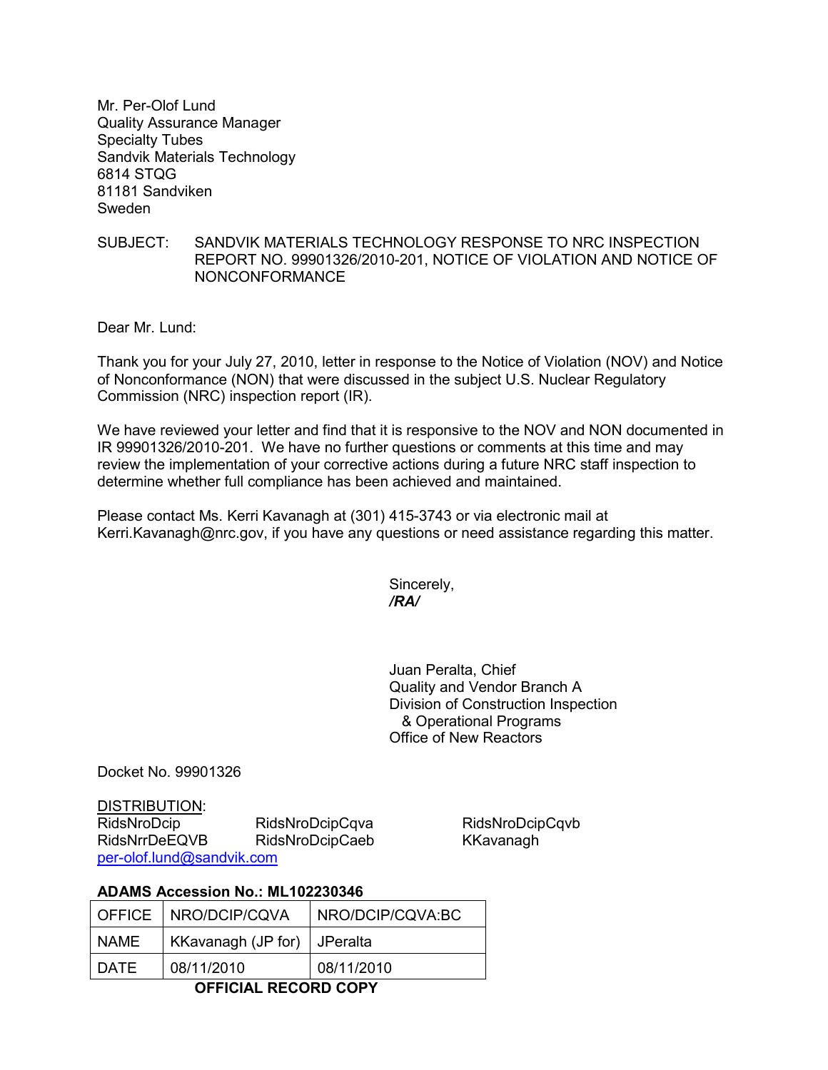Mr. Per-Olof Lund
Quality Assurance Manager
Specialty Tubes
Sandvik Materials Technology
6814 STQG
81181 Sandviken
Sweden

SUBJECT: SANDVIK MATERIALS TECHNOLOGY RESPONSE TO NRC INSPECTION REPORT NO. 99901326/2010-201, NOTICE OF VIOLATION AND NOTICE OF NONCONFORMANCE

Dear Mr. Lund:

Thank you for your July 27, 2010, letter in response to the Notice of Violation (NOV) and Notice of Nonconformance (NON) that were discussed in the subject U.S. Nuclear Regulatory Commission (NRC) inspection report (IR).

We have reviewed your letter and find that it is responsive to the NOV and NON documented in IR 99901326/2010-201. We have no further questions or comments at this time and may review the implementation of your corrective actions during a future NRC staff inspection to determine whether full compliance has been achieved and maintained.

Please contact Ms. Kerri Kavanagh at (301) 415-3743 or via electronic mail at Kerri.Kavanagh@nrc.gov, if you have any questions or need assistance regarding this matter.

Sincerely,
***/RA/***

Juan Peralta, Chief
Quality and Vendor Branch A
Division of Construction Inspection
& Operational Programs
Office of New Reactors

Docket No. 99901326

DISTRIBUTION:

RidsNroDcip RidsNroDcipCqva RidsNroDcipCqvb
RidsNrrDeEQVB RidsNroDcipCaeb KKavanagh
per-olof.lund@sandvik.com

**ADAMS Accession No.: ML102230346**

| | | |
|---|---|---|
| OFFICE | NRO/DCIP/CQVA | NRO/DCIP/CQVA:BC |
| NAME | KKavanagh (JP for) | JPeralta |
| DATE | 08/11/2010 | 08/11/2010 |

**OFFICIAL RECORD COPY**